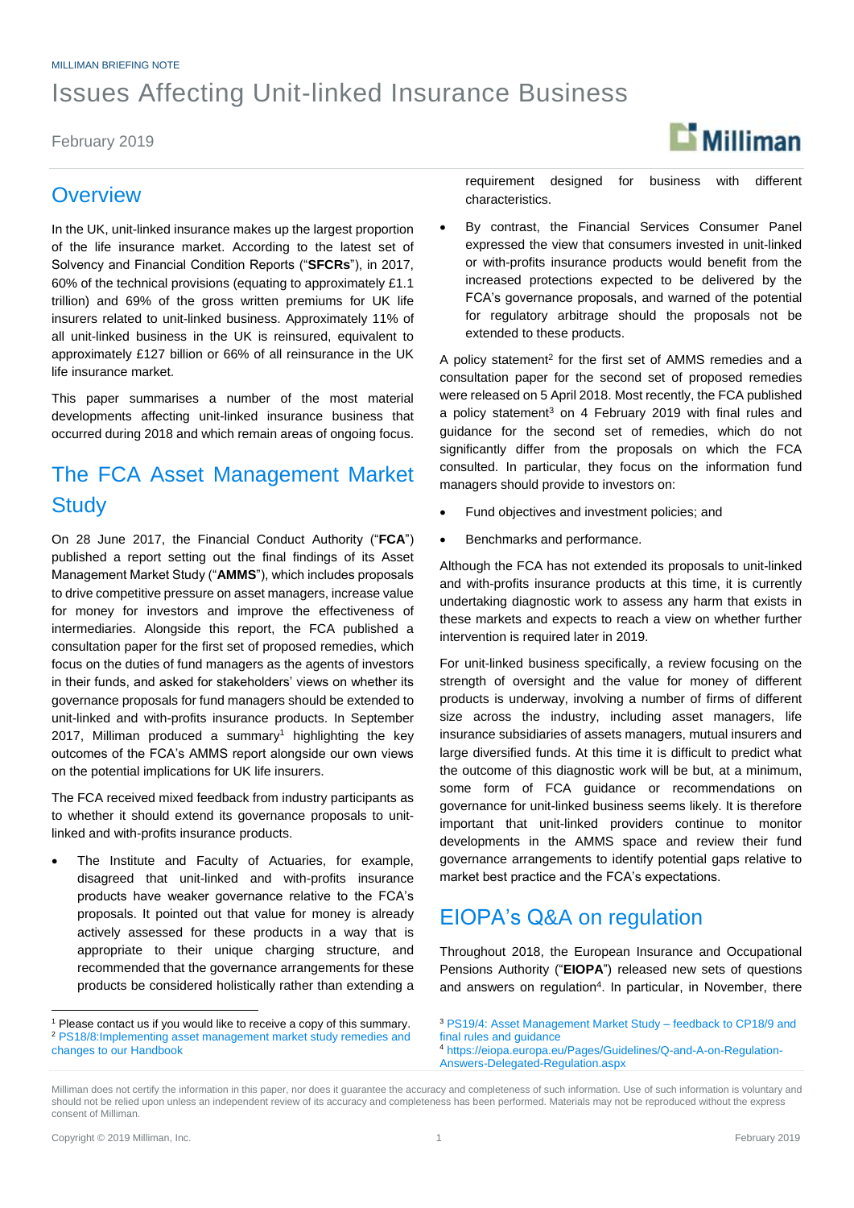MILLIMAN BRIEFING NOTE

# Issues Affecting Unit-linked Insurance Business

February 2019

## Overview

In the UK, unit-linked insurance makes up the largest proportion of the life insurance market. According to the latest set of Solvency and Financial Condition Reports ("**SFCRs**"), in 2017, 60% of the technical provisions (equating to approximately £1.1 trillion) and 69% of the gross written premiums for UK life insurers related to unit-linked business. Approximately 11% of all unit-linked business in the UK is reinsured, equivalent to approximately £127 billion or 66% of all reinsurance in the UK life insurance market.

This paper summarises a number of the most material developments affecting unit-linked insurance business that occurred during 2018 and which remain areas of ongoing focus.

## The FCA Asset Management Market Study

On 28 June 2017, the Financial Conduct Authority ("**FCA**") published a report setting out the final findings of its Asset Management Market Study ("**AMMS**"), which includes proposals to drive competitive pressure on asset managers, increase value for money for investors and improve the effectiveness of intermediaries. Alongside this report, the FCA published a consultation paper for the first set of proposed remedies, which focus on the duties of fund managers as the agents of investors in their funds, and asked for stakeholders' views on whether its governance proposals for fund managers should be extended to unit-linked and with-profits insurance products. In September 2017, Milliman produced a summary[1] highlighting the key outcomes of the FCA's AMMS report alongside our own views on the potential implications for UK life insurers.

The FCA received mixed feedback from industry participants as to whether it should extend its governance proposals to unit-linked and with-profits insurance products.

- The Institute and Faculty of Actuaries, for example, disagreed that unit-linked and with-profits insurance products have weaker governance relative to the FCA's proposals. It pointed out that value for money is already actively assessed for these products in a way that is appropriate to their unique charging structure, and recommended that the governance arrangements for these products be considered holistically rather than extending a requirement designed for business with different characteristics.
- By contrast, the Financial Services Consumer Panel expressed the view that consumers invested in unit-linked or with-profits insurance products would benefit from the increased protections expected to be delivered by the FCA's governance proposals, and warned of the potential for regulatory arbitrage should the proposals not be extended to these products.

A policy statement[2] for the first set of AMMS remedies and a consultation paper for the second set of proposed remedies were released on 5 April 2018. Most recently, the FCA published a policy statement[3] on 4 February 2019 with final rules and guidance for the second set of remedies, which do not significantly differ from the proposals on which the FCA consulted. In particular, they focus on the information fund managers should provide to investors on:

- Fund objectives and investment policies; and
- Benchmarks and performance.

Although the FCA has not extended its proposals to unit-linked and with-profits insurance products at this time, it is currently undertaking diagnostic work to assess any harm that exists in these markets and expects to reach a view on whether further intervention is required later in 2019.

For unit-linked business specifically, a review focusing on the strength of oversight and the value for money of different products is underway, involving a number of firms of different size across the industry, including asset managers, life insurance subsidiaries of assets managers, mutual insurers and large diversified funds. At this time it is difficult to predict what the outcome of this diagnostic work will be but, at a minimum, some form of FCA guidance or recommendations on governance for unit-linked business seems likely. It is therefore important that unit-linked providers continue to monitor developments in the AMMS space and review their fund governance arrangements to identify potential gaps relative to market best practice and the FCA's expectations.

## EIOPA's Q&A on regulation

Throughout 2018, the European Insurance and Occupational Pensions Authority ("**EIOPA**") released new sets of questions and answers on regulation[4]. In particular, in November, there

---

[1] Please contact us if you would like to receive a copy of this summary.

[2] PS18/8:Implementing asset management market study remedies and changes to our Handbook

[3] PS19/4: Asset Management Market Study – feedback to CP18/9 and final rules and guidance

[4] https://eiopa.europa.eu/Pages/Guidelines/Q-and-A-on-Regulation-Answers-Delegated-Regulation.aspx

Milliman does not certify the information in this paper, nor does it guarantee the accuracy and completeness of such information. Use of such information is voluntary and should not be relied upon unless an independent review of its accuracy and completeness has been performed. Materials may not be reproduced without the express consent of Milliman.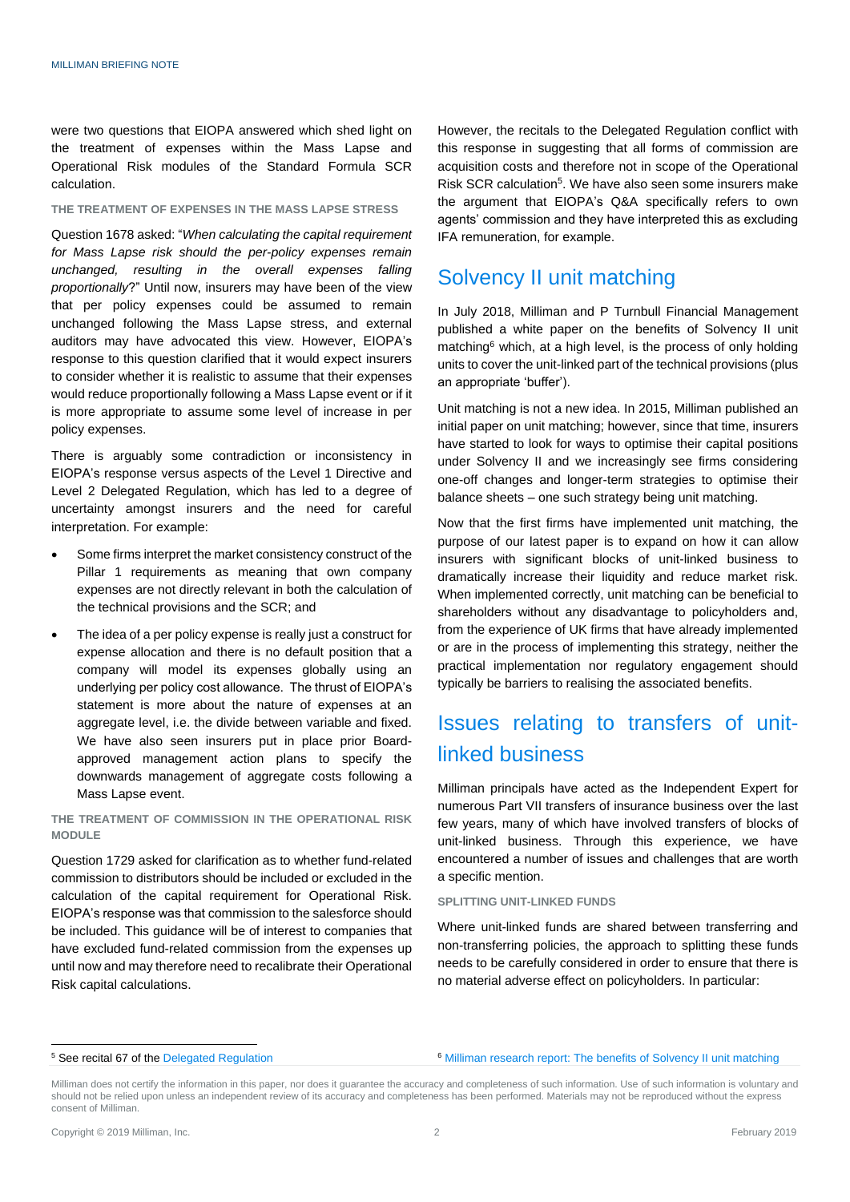were two questions that EIOPA answered which shed light on the treatment of expenses within the Mass Lapse and Operational Risk modules of the Standard Formula SCR calculation.

### THE TREATMENT OF EXPENSES IN THE MASS LAPSE STRESS

Question 1678 asked: "*When calculating the capital requirement for Mass Lapse risk should the per-policy expenses remain unchanged, resulting in the overall expenses falling proportionally*?" Until now, insurers may have been of the view that per policy expenses could be assumed to remain unchanged following the Mass Lapse stress, and external auditors may have advocated this view. However, EIOPA's response to this question clarified that it would expect insurers to consider whether it is realistic to assume that their expenses would reduce proportionally following a Mass Lapse event or if it is more appropriate to assume some level of increase in per policy expenses.

There is arguably some contradiction or inconsistency in EIOPA's response versus aspects of the Level 1 Directive and Level 2 Delegated Regulation, which has led to a degree of uncertainty amongst insurers and the need for careful interpretation. For example:

- Some firms interpret the market consistency construct of the Pillar 1 requirements as meaning that own company expenses are not directly relevant in both the calculation of the technical provisions and the SCR; and
- The idea of a per policy expense is really just a construct for expense allocation and there is no default position that a company will model its expenses globally using an underlying per policy cost allowance. The thrust of EIOPA's statement is more about the nature of expenses at an aggregate level, i.e. the divide between variable and fixed. We have also seen insurers put in place prior Board-approved management action plans to specify the downwards management of aggregate costs following a Mass Lapse event.

### THE TREATMENT OF COMMISSION IN THE OPERATIONAL RISK MODULE

Question 1729 asked for clarification as to whether fund-related commission to distributors should be included or excluded in the calculation of the capital requirement for Operational Risk. EIOPA's response was that commission to the salesforce should be included. This guidance will be of interest to companies that have excluded fund-related commission from the expenses up until now and may therefore need to recalibrate their Operational Risk capital calculations.

However, the recitals to the Delegated Regulation conflict with this response in suggesting that all forms of commission are acquisition costs and therefore not in scope of the Operational Risk SCR calculation[5]. We have also seen some insurers make the argument that EIOPA's Q&A specifically refers to own agents' commission and they have interpreted this as excluding IFA remuneration, for example.

## Solvency II unit matching

In July 2018, Milliman and P Turnbull Financial Management published a white paper on the benefits of Solvency II unit matching[6] which, at a high level, is the process of only holding units to cover the unit-linked part of the technical provisions (plus an appropriate 'buffer').

Unit matching is not a new idea. In 2015, Milliman published an initial paper on unit matching; however, since that time, insurers have started to look for ways to optimise their capital positions under Solvency II and we increasingly see firms considering one-off changes and longer-term strategies to optimise their balance sheets – one such strategy being unit matching.

Now that the first firms have implemented unit matching, the purpose of our latest paper is to expand on how it can allow insurers with significant blocks of unit-linked business to dramatically increase their liquidity and reduce market risk. When implemented correctly, unit matching can be beneficial to shareholders without any disadvantage to policyholders and, from the experience of UK firms that have already implemented or are in the process of implementing this strategy, neither the practical implementation nor regulatory engagement should typically be barriers to realising the associated benefits.

## Issues relating to transfers of unit-linked business

Milliman principals have acted as the Independent Expert for numerous Part VII transfers of insurance business over the last few years, many of which have involved transfers of blocks of unit-linked business. Through this experience, we have encountered a number of issues and challenges that are worth a specific mention.

### SPLITTING UNIT-LINKED FUNDS

Where unit-linked funds are shared between transferring and non-transferring policies, the approach to splitting these funds needs to be carefully considered in order to ensure that there is no material adverse effect on policyholders. In particular:

---

[5] See recital 67 of the Delegated Regulation

[6] Milliman research report: The benefits of Solvency II unit matching

Milliman does not certify the information in this paper, nor does it guarantee the accuracy and completeness of such information. Use of such information is voluntary and should not be relied upon unless an independent review of its accuracy and completeness has been performed. Materials may not be reproduced without the express consent of Milliman.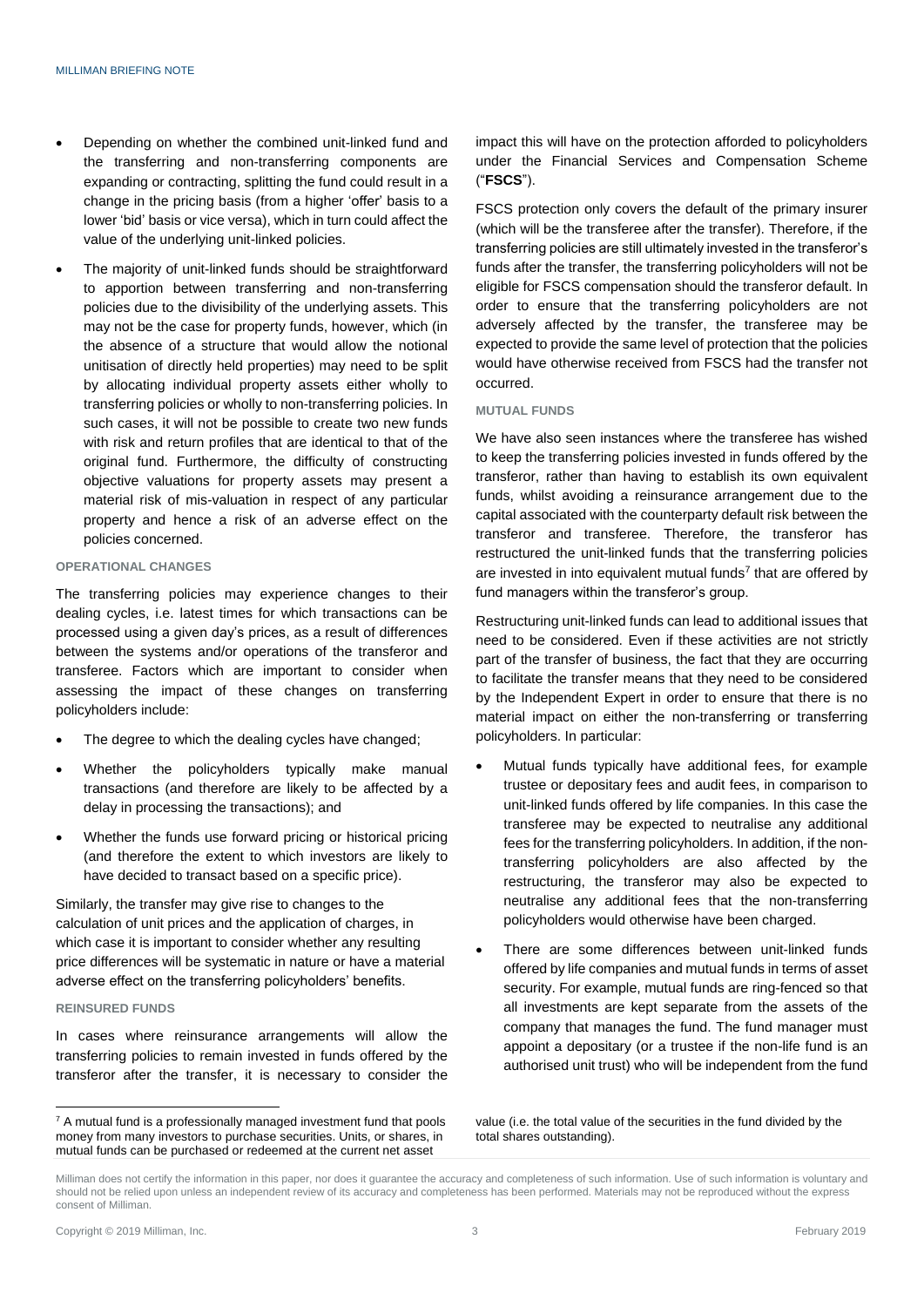- Depending on whether the combined unit-linked fund and the transferring and non-transferring components are expanding or contracting, splitting the fund could result in a change in the pricing basis (from a higher 'offer' basis to a lower 'bid' basis or vice versa), which in turn could affect the value of the underlying unit-linked policies.
- The majority of unit-linked funds should be straightforward to apportion between transferring and non-transferring policies due to the divisibility of the underlying assets. This may not be the case for property funds, however, which (in the absence of a structure that would allow the notional unitisation of directly held properties) may need to be split by allocating individual property assets either wholly to transferring policies or wholly to non-transferring policies. In such cases, it will not be possible to create two new funds with risk and return profiles that are identical to that of the original fund. Furthermore, the difficulty of constructing objective valuations for property assets may present a material risk of mis-valuation in respect of any particular property and hence a risk of an adverse effect on the policies concerned.

#### OPERATIONAL CHANGES

The transferring policies may experience changes to their dealing cycles, i.e. latest times for which transactions can be processed using a given day's prices, as a result of differences between the systems and/or operations of the transferor and transferee. Factors which are important to consider when assessing the impact of these changes on transferring policyholders include:

- The degree to which the dealing cycles have changed;
- Whether the policyholders typically make manual transactions (and therefore are likely to be affected by a delay in processing the transactions); and
- Whether the funds use forward pricing or historical pricing (and therefore the extent to which investors are likely to have decided to transact based on a specific price).

Similarly, the transfer may give rise to changes to the calculation of unit prices and the application of charges, in which case it is important to consider whether any resulting price differences will be systematic in nature or have a material adverse effect on the transferring policyholders' benefits.

#### REINSURED FUNDS

In cases where reinsurance arrangements will allow the transferring policies to remain invested in funds offered by the transferor after the transfer, it is necessary to consider the impact this will have on the protection afforded to policyholders under the Financial Services and Compensation Scheme ("**FSCS**").

FSCS protection only covers the default of the primary insurer (which will be the transferee after the transfer). Therefore, if the transferring policies are still ultimately invested in the transferor's funds after the transfer, the transferring policyholders will not be eligible for FSCS compensation should the transferor default. In order to ensure that the transferring policyholders are not adversely affected by the transfer, the transferee may be expected to provide the same level of protection that the policies would have otherwise received from FSCS had the transfer not occurred.

#### MUTUAL FUNDS

We have also seen instances where the transferee has wished to keep the transferring policies invested in funds offered by the transferor, rather than having to establish its own equivalent funds, whilst avoiding a reinsurance arrangement due to the capital associated with the counterparty default risk between the transferor and transferee. Therefore, the transferor has restructured the unit-linked funds that the transferring policies are invested in into equivalent mutual funds[7] that are offered by fund managers within the transferor's group.

Restructuring unit-linked funds can lead to additional issues that need to be considered. Even if these activities are not strictly part of the transfer of business, the fact that they are occurring to facilitate the transfer means that they need to be considered by the Independent Expert in order to ensure that there is no material impact on either the non-transferring or transferring policyholders. In particular:

- Mutual funds typically have additional fees, for example trustee or depositary fees and audit fees, in comparison to unit-linked funds offered by life companies. In this case the transferee may be expected to neutralise any additional fees for the transferring policyholders. In addition, if the non-transferring policyholders are also affected by the restructuring, the transferor may also be expected to neutralise any additional fees that the non-transferring policyholders would otherwise have been charged.
- There are some differences between unit-linked funds offered by life companies and mutual funds in terms of asset security. For example, mutual funds are ring-fenced so that all investments are kept separate from the assets of the company that manages the fund. The fund manager must appoint a depositary (or a trustee if the non-life fund is an authorised unit trust) who will be independent from the fund

[7] A mutual fund is a professionally managed investment fund that pools money from many investors to purchase securities. Units, or shares, in mutual funds can be purchased or redeemed at the current net asset value (i.e. the total value of the securities in the fund divided by the total shares outstanding).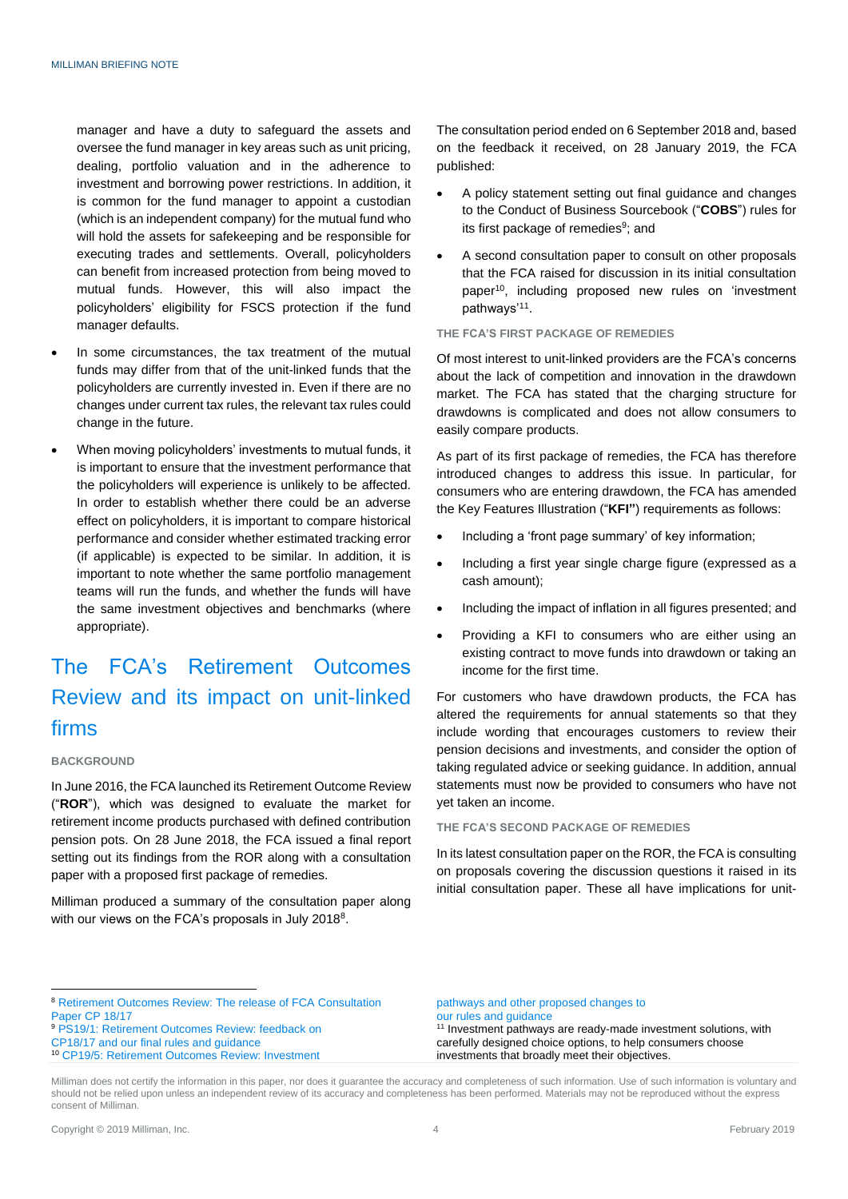manager and have a duty to safeguard the assets and oversee the fund manager in key areas such as unit pricing, dealing, portfolio valuation and in the adherence to investment and borrowing power restrictions. In addition, it is common for the fund manager to appoint a custodian (which is an independent company) for the mutual fund who will hold the assets for safekeeping and be responsible for executing trades and settlements. Overall, policyholders can benefit from increased protection from being moved to mutual funds. However, this will also impact the policyholders' eligibility for FSCS protection if the fund manager defaults.

- In some circumstances, the tax treatment of the mutual funds may differ from that of the unit-linked funds that the policyholders are currently invested in. Even if there are no changes under current tax rules, the relevant tax rules could change in the future.
- When moving policyholders' investments to mutual funds, it is important to ensure that the investment performance that the policyholders will experience is unlikely to be affected. In order to establish whether there could be an adverse effect on policyholders, it is important to compare historical performance and consider whether estimated tracking error (if applicable) is expected to be similar. In addition, it is important to note whether the same portfolio management teams will run the funds, and whether the funds will have the same investment objectives and benchmarks (where appropriate).

## The FCA's Retirement Outcomes Review and its impact on unit-linked firms

### BACKGROUND

In June 2016, the FCA launched its Retirement Outcome Review ("**ROR**"), which was designed to evaluate the market for retirement income products purchased with defined contribution pension pots. On 28 June 2018, the FCA issued a final report setting out its findings from the ROR along with a consultation paper with a proposed first package of remedies.

Milliman produced a summary of the consultation paper along with our views on the FCA's proposals in July 2018[8].

The consultation period ended on 6 September 2018 and, based on the feedback it received, on 28 January 2019, the FCA published:

- A policy statement setting out final guidance and changes to the Conduct of Business Sourcebook ("**COBS**") rules for its first package of remedies[9]; and
- A second consultation paper to consult on other proposals that the FCA raised for discussion in its initial consultation paper[10], including proposed new rules on 'investment pathways'[11].

### THE FCA'S FIRST PACKAGE OF REMEDIES

Of most interest to unit-linked providers are the FCA's concerns about the lack of competition and innovation in the drawdown market. The FCA has stated that the charging structure for drawdowns is complicated and does not allow consumers to easily compare products.

As part of its first package of remedies, the FCA has therefore introduced changes to address this issue. In particular, for consumers who are entering drawdown, the FCA has amended the Key Features Illustration ("**KFI"**) requirements as follows:

- Including a 'front page summary' of key information;
- Including a first year single charge figure (expressed as a cash amount);
- Including the impact of inflation in all figures presented; and
- Providing a KFI to consumers who are either using an existing contract to move funds into drawdown or taking an income for the first time.

For customers who have drawdown products, the FCA has altered the requirements for annual statements so that they include wording that encourages customers to review their pension decisions and investments, and consider the option of taking regulated advice or seeking guidance. In addition, annual statements must now be provided to consumers who have not yet taken an income.

### THE FCA'S SECOND PACKAGE OF REMEDIES

In its latest consultation paper on the ROR, the FCA is consulting on proposals covering the discussion questions it raised in its initial consultation paper. These all have implications for unit-

---

[8] Retirement Outcomes Review: The release of FCA Consultation Paper CP 18/17

[9] PS19/1: Retirement Outcomes Review: feedback on CP18/17 and our final rules and guidance

[10] CP19/5: Retirement Outcomes Review: Investment pathways and other proposed changes to our rules and guidance

[11] Investment pathways are ready-made investment solutions, with carefully designed choice options, to help consumers choose investments that broadly meet their objectives.

Milliman does not certify the information in this paper, nor does it guarantee the accuracy and completeness of such information. Use of such information is voluntary and should not be relied upon unless an independent review of its accuracy and completeness has been performed. Materials may not be reproduced without the express consent of Milliman.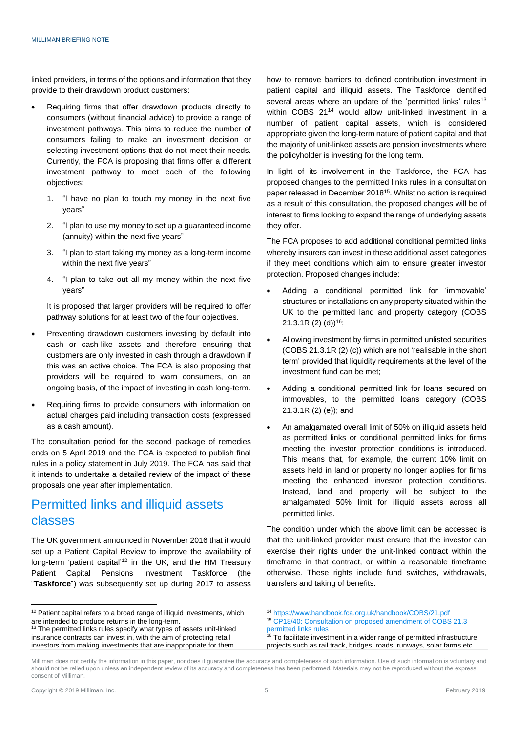linked providers, in terms of the options and information that they provide to their drawdown product customers:

- Requiring firms that offer drawdown products directly to consumers (without financial advice) to provide a range of investment pathways. This aims to reduce the number of consumers failing to make an investment decision or selecting investment options that do not meet their needs. Currently, the FCA is proposing that firms offer a different investment pathway to meet each of the following objectives:
  1. "I have no plan to touch my money in the next five years"
  2. "I plan to use my money to set up a guaranteed income (annuity) within the next five years"
  3. "I plan to start taking my money as a long-term income within the next five years"
  4. "I plan to take out all my money within the next five years"

  It is proposed that larger providers will be required to offer pathway solutions for at least two of the four objectives.
- Preventing drawdown customers investing by default into cash or cash-like assets and therefore ensuring that customers are only invested in cash through a drawdown if this was an active choice. The FCA is also proposing that providers will be required to warn consumers, on an ongoing basis, of the impact of investing in cash long-term.
- Requiring firms to provide consumers with information on actual charges paid including transaction costs (expressed as a cash amount).

The consultation period for the second package of remedies ends on 5 April 2019 and the FCA is expected to publish final rules in a policy statement in July 2019. The FCA has said that it intends to undertake a detailed review of the impact of these proposals one year after implementation.

## Permitted links and illiquid assets classes

The UK government announced in November 2016 that it would set up a Patient Capital Review to improve the availability of long-term 'patient capital'[12] in the UK, and the HM Treasury Patient Capital Pensions Investment Taskforce (the "**Taskforce**") was subsequently set up during 2017 to assess how to remove barriers to defined contribution investment in patient capital and illiquid assets. The Taskforce identified several areas where an update of the 'permitted links' rules[13] within COBS 21[14] would allow unit-linked investment in a number of patient capital assets, which is considered appropriate given the long-term nature of patient capital and that the majority of unit-linked assets are pension investments where the policyholder is investing for the long term.

In light of its involvement in the Taskforce, the FCA has proposed changes to the permitted links rules in a consultation paper released in December 2018[15]. Whilst no action is required as a result of this consultation, the proposed changes will be of interest to firms looking to expand the range of underlying assets they offer.

The FCA proposes to add additional conditional permitted links whereby insurers can invest in these additional asset categories if they meet conditions which aim to ensure greater investor protection. Proposed changes include:

- Adding a conditional permitted link for 'immovable' structures or installations on any property situated within the UK to the permitted land and property category (COBS 21.3.1R (2) (d))[16];
- Allowing investment by firms in permitted unlisted securities (COBS 21.3.1R (2) (c)) which are not 'realisable in the short term' provided that liquidity requirements at the level of the investment fund can be met;
- Adding a conditional permitted link for loans secured on immovables, to the permitted loans category (COBS 21.3.1R (2) (e)); and
- An amalgamated overall limit of 50% on illiquid assets held as permitted links or conditional permitted links for firms meeting the investor protection conditions is introduced. This means that, for example, the current 10% limit on assets held in land or property no longer applies for firms meeting the enhanced investor protection conditions. Instead, land and property will be subject to the amalgamated 50% limit for illiquid assets across all permitted links.

The condition under which the above limit can be accessed is that the unit-linked provider must ensure that the investor can exercise their rights under the unit-linked contract within the timeframe in that contract, or within a reasonable timeframe otherwise. These rights include fund switches, withdrawals, transfers and taking of benefits.

---

[12] Patient capital refers to a broad range of illiquid investments, which are intended to produce returns in the long-term.

[13] The permitted links rules specify what types of assets unit-linked insurance contracts can invest in, with the aim of protecting retail investors from making investments that are inappropriate for them.

[14] https://www.handbook.fca.org.uk/handbook/COBS/21.pdf

[15] CP18/40: Consultation on proposed amendment of COBS 21.3 permitted links rules

[16] To facilitate investment in a wider range of permitted infrastructure projects such as rail track, bridges, roads, runways, solar farms etc.

Milliman does not certify the information in this paper, nor does it guarantee the accuracy and completeness of such information. Use of such information is voluntary and should not be relied upon unless an independent review of its accuracy and completeness has been performed. Materials may not be reproduced without the express consent of Milliman.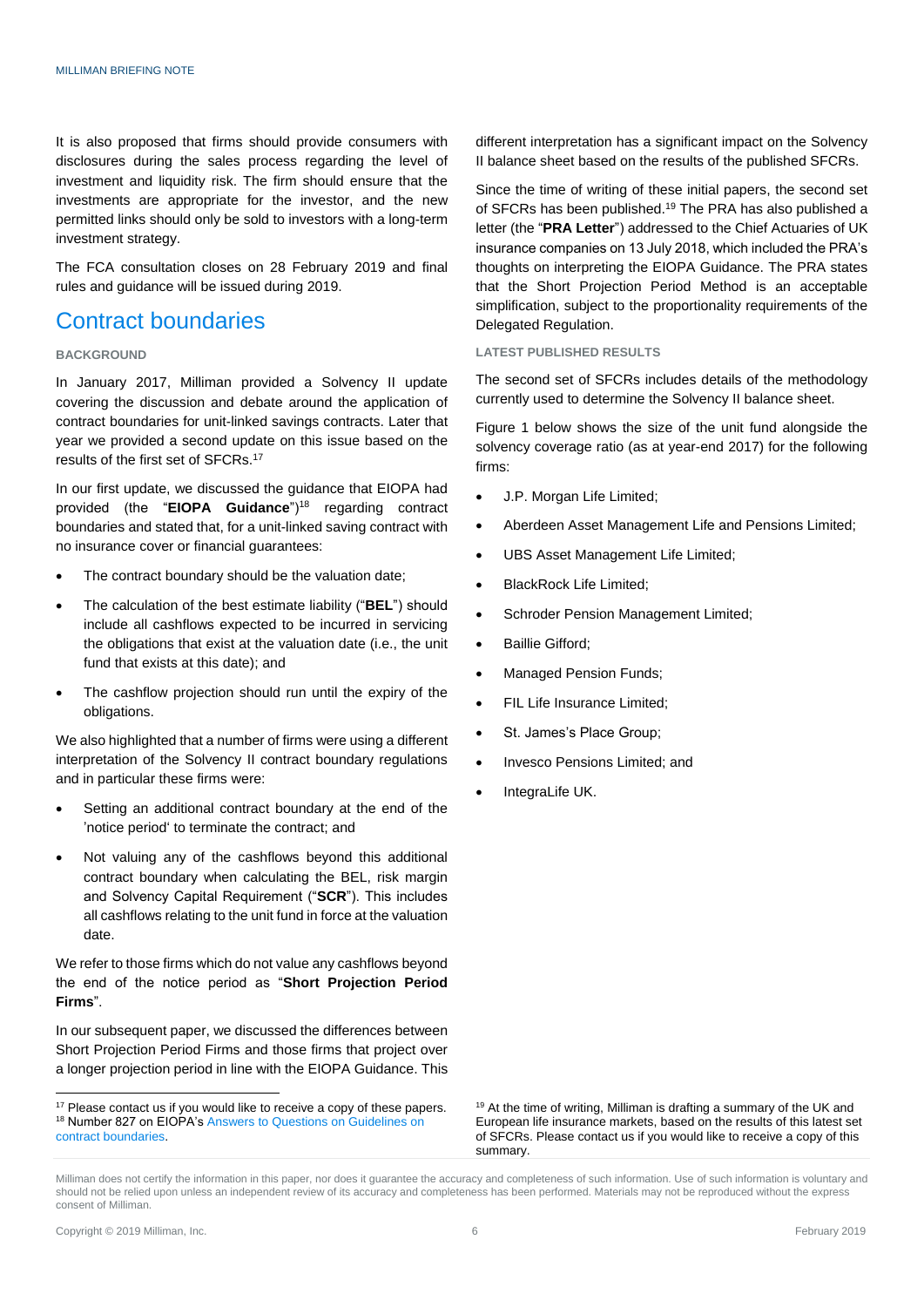It is also proposed that firms should provide consumers with disclosures during the sales process regarding the level of investment and liquidity risk. The firm should ensure that the investments are appropriate for the investor, and the new permitted links should only be sold to investors with a long-term investment strategy.

The FCA consultation closes on 28 February 2019 and final rules and guidance will be issued during 2019.

## Contract boundaries

### BACKGROUND

In January 2017, Milliman provided a Solvency II update covering the discussion and debate around the application of contract boundaries for unit-linked savings contracts. Later that year we provided a second update on this issue based on the results of the first set of SFCRs.[17]

In our first update, we discussed the guidance that EIOPA had provided (the "**EIOPA Guidance**")[18] regarding contract boundaries and stated that, for a unit-linked saving contract with no insurance cover or financial guarantees:

- The contract boundary should be the valuation date;
- The calculation of the best estimate liability ("**BEL**") should include all cashflows expected to be incurred in servicing the obligations that exist at the valuation date (i.e., the unit fund that exists at this date); and
- The cashflow projection should run until the expiry of the obligations.

We also highlighted that a number of firms were using a different interpretation of the Solvency II contract boundary regulations and in particular these firms were:

- Setting an additional contract boundary at the end of the 'notice period' to terminate the contract; and
- Not valuing any of the cashflows beyond this additional contract boundary when calculating the BEL, risk margin and Solvency Capital Requirement ("**SCR**"). This includes all cashflows relating to the unit fund in force at the valuation date.

We refer to those firms which do not value any cashflows beyond the end of the notice period as "**Short Projection Period Firms**".

In our subsequent paper, we discussed the differences between Short Projection Period Firms and those firms that project over a longer projection period in line with the EIOPA Guidance. This different interpretation has a significant impact on the Solvency II balance sheet based on the results of the published SFCRs.

Since the time of writing of these initial papers, the second set of SFCRs has been published.[19] The PRA has also published a letter (the "**PRA Letter**") addressed to the Chief Actuaries of UK insurance companies on 13 July 2018, which included the PRA's thoughts on interpreting the EIOPA Guidance. The PRA states that the Short Projection Period Method is an acceptable simplification, subject to the proportionality requirements of the Delegated Regulation.

### LATEST PUBLISHED RESULTS

The second set of SFCRs includes details of the methodology currently used to determine the Solvency II balance sheet.

Figure 1 below shows the size of the unit fund alongside the solvency coverage ratio (as at year-end 2017) for the following firms:

- J.P. Morgan Life Limited;
- Aberdeen Asset Management Life and Pensions Limited;
- UBS Asset Management Life Limited;
- BlackRock Life Limited;
- Schroder Pension Management Limited;
- Baillie Gifford;
- Managed Pension Funds;
- FIL Life Insurance Limited;
- St. James's Place Group;
- Invesco Pensions Limited; and
- IntegraLife UK.

[17] Please contact us if you would like to receive a copy of these papers.
[18] Number 827 on EIOPA's Answers to Questions on Guidelines on contract boundaries.

[19] At the time of writing, Milliman is drafting a summary of the UK and European life insurance markets, based on the results of this latest set of SFCRs. Please contact us if you would like to receive a copy of this summary.

Milliman does not certify the information in this paper, nor does it guarantee the accuracy and completeness of such information. Use of such information is voluntary and should not be relied upon unless an independent review of its accuracy and completeness has been performed. Materials may not be reproduced without the express consent of Milliman.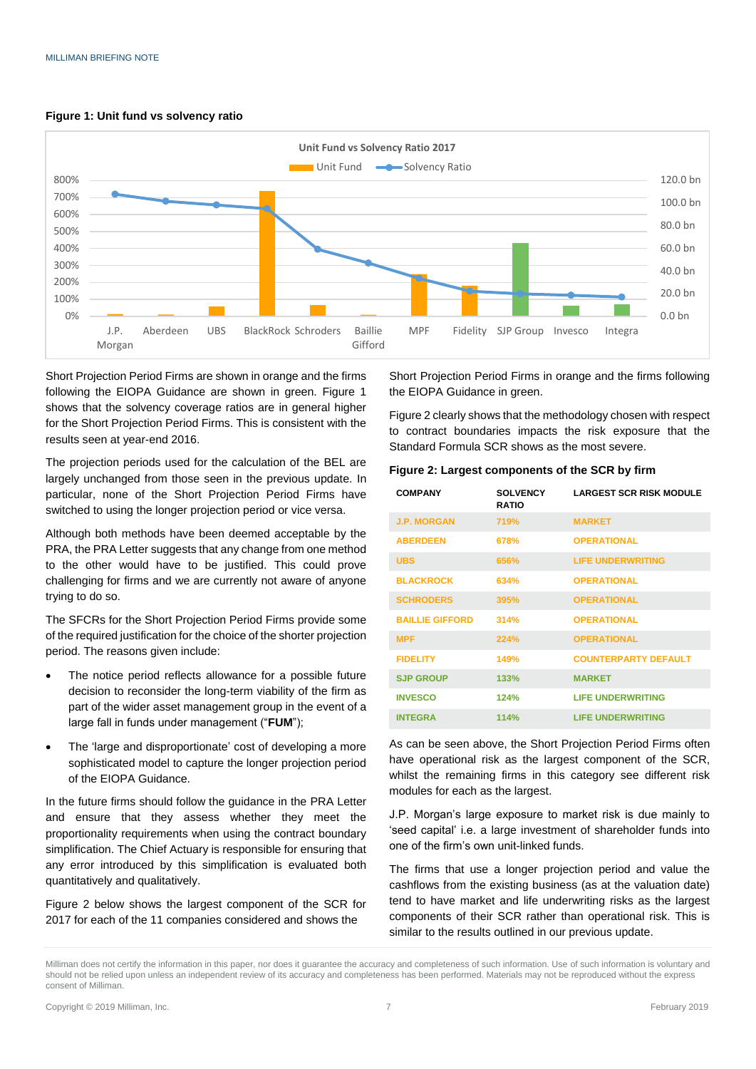**Figure 1: Unit fund vs solvency ratio**

Short Projection Period Firms are shown in orange and the firms following the EIOPA Guidance are shown in green. Figure 1 shows that the solvency coverage ratios are in general higher for the Short Projection Period Firms. This is consistent with the results seen at year-end 2016.

The projection periods used for the calculation of the BEL are largely unchanged from those seen in the previous update. In particular, none of the Short Projection Period Firms have switched to using the longer projection period or vice versa.

Although both methods have been deemed acceptable by the PRA, the PRA Letter suggests that any change from one method to the other would have to be justified. This could prove challenging for firms and we are currently not aware of anyone trying to do so.

The SFCRs for the Short Projection Period Firms provide some of the required justification for the choice of the shorter projection period. The reasons given include:

- The notice period reflects allowance for a possible future decision to reconsider the long-term viability of the firm as part of the wider asset management group in the event of a large fall in funds under management ("**FUM**");
- The 'large and disproportionate' cost of developing a more sophisticated model to capture the longer projection period of the EIOPA Guidance.

In the future firms should follow the guidance in the PRA Letter and ensure that they assess whether they meet the proportionality requirements when using the contract boundary simplification. The Chief Actuary is responsible for ensuring that any error introduced by this simplification is evaluated both quantitatively and qualitatively.

Figure 2 below shows the largest component of the SCR for 2017 for each of the 11 companies considered and shows the Short Projection Period Firms in orange and the firms following the EIOPA Guidance in green.

Figure 2 clearly shows that the methodology chosen with respect to contract boundaries impacts the risk exposure that the Standard Formula SCR shows as the most severe.

**Figure 2: Largest components of the SCR by firm**

| COMPANY | SOLVENCY RATIO | LARGEST SCR RISK MODULE |
|---|---|---|
| J.P. MORGAN | 719% | MARKET |
| ABERDEEN | 678% | OPERATIONAL |
| UBS | 656% | LIFE UNDERWRITING |
| BLACKROCK | 634% | OPERATIONAL |
| SCHRODERS | 395% | OPERATIONAL |
| BAILLIE GIFFORD | 314% | OPERATIONAL |
| MPF | 224% | OPERATIONAL |
| FIDELITY | 149% | COUNTERPARTY DEFAULT |
| SJP GROUP | 133% | MARKET |
| INVESCO | 124% | LIFE UNDERWRITING |
| INTEGRA | 114% | LIFE UNDERWRITING |

As can be seen above, the Short Projection Period Firms often have operational risk as the largest component of the SCR, whilst the remaining firms in this category see different risk modules for each as the largest.

J.P. Morgan's large exposure to market risk is due mainly to 'seed capital' i.e. a large investment of shareholder funds into one of the firm's own unit-linked funds.

The firms that use a longer projection period and value the cashflows from the existing business (as at the valuation date) tend to have market and life underwriting risks as the largest components of their SCR rather than operational risk. This is similar to the results outlined in our previous update.

Milliman does not certify the information in this paper, nor does it guarantee the accuracy and completeness of such information. Use of such information is voluntary and should not be relied upon unless an independent review of its accuracy and completeness has been performed. Materials may not be reproduced without the express consent of Milliman.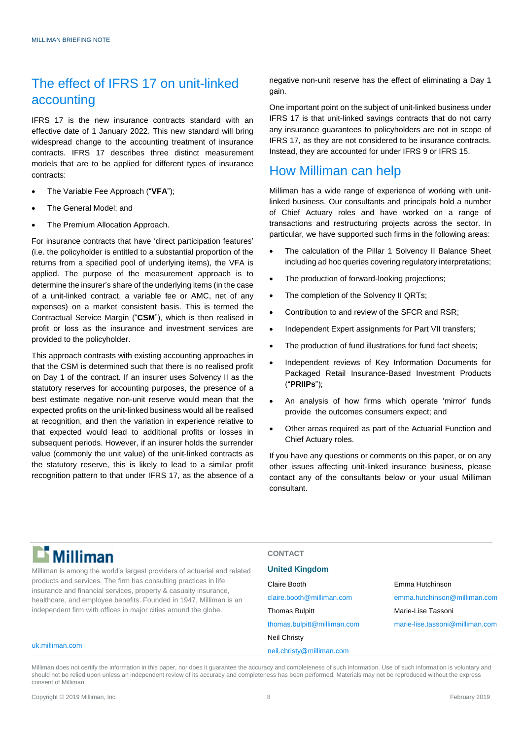## The effect of IFRS 17 on unit-linked accounting

IFRS 17 is the new insurance contracts standard with an effective date of 1 January 2022. This new standard will bring widespread change to the accounting treatment of insurance contracts. IFRS 17 describes three distinct measurement models that are to be applied for different types of insurance contracts:

- The Variable Fee Approach ("**VFA**");
- The General Model; and
- The Premium Allocation Approach.

For insurance contracts that have 'direct participation features' (i.e. the policyholder is entitled to a substantial proportion of the returns from a specified pool of underlying items), the VFA is applied. The purpose of the measurement approach is to determine the insurer's share of the underlying items (in the case of a unit-linked contract, a variable fee or AMC, net of any expenses) on a market consistent basis. This is termed the Contractual Service Margin ("**CSM**"), which is then realised in profit or loss as the insurance and investment services are provided to the policyholder.

This approach contrasts with existing accounting approaches in that the CSM is determined such that there is no realised profit on Day 1 of the contract. If an insurer uses Solvency II as the statutory reserves for accounting purposes, the presence of a best estimate negative non-unit reserve would mean that the expected profits on the unit-linked business would all be realised at recognition, and then the variation in experience relative to that expected would lead to additional profits or losses in subsequent periods. However, if an insurer holds the surrender value (commonly the unit value) of the unit-linked contracts as the statutory reserve, this is likely to lead to a similar profit recognition pattern to that under IFRS 17, as the absence of a negative non-unit reserve has the effect of eliminating a Day 1 gain.

One important point on the subject of unit-linked business under IFRS 17 is that unit-linked savings contracts that do not carry any insurance guarantees to policyholders are not in scope of IFRS 17, as they are not considered to be insurance contracts. Instead, they are accounted for under IFRS 9 or IFRS 15.

## How Milliman can help

Milliman has a wide range of experience of working with unit-linked business. Our consultants and principals hold a number of Chief Actuary roles and have worked on a range of transactions and restructuring projects across the sector. In particular, we have supported such firms in the following areas:

- The calculation of the Pillar 1 Solvency II Balance Sheet including ad hoc queries covering regulatory interpretations;
- The production of forward-looking projections;
- The completion of the Solvency II QRTs;
- Contribution to and review of the SFCR and RSR;
- Independent Expert assignments for Part VII transfers;
- The production of fund illustrations for fund fact sheets;
- Independent reviews of Key Information Documents for Packaged Retail Insurance-Based Investment Products ("**PRIIPs**");
- An analysis of how firms which operate 'mirror' funds provide the outcomes consumers expect; and
- Other areas required as part of the Actuarial Function and Chief Actuary roles.

If you have any questions or comments on this paper, or on any other issues affecting unit-linked insurance business, please contact any of the consultants below or your usual Milliman consultant.

**Milliman**

Milliman is among the world's largest providers of actuarial and related products and services. The firm has consulting practices in life insurance and financial services, property & casualty insurance, healthcare, and employee benefits. Founded in 1947, Milliman is an independent firm with offices in major cities around the globe.

uk.milliman.com

**CONTACT**

**United Kingdom**

Claire Booth
claire.booth@milliman.com

Thomas Bulpitt
thomas.bulpitt@milliman.com

Neil Christy
neil.christy@milliman.com

Emma Hutchinson
emma.hutchinson@milliman.com

Marie-Lise Tassoni
marie-lise.tassoni@milliman.com

Milliman does not certify the information in this paper, nor does it guarantee the accuracy and completeness of such information. Use of such information is voluntary and should not be relied upon unless an independent review of its accuracy and completeness has been performed. Materials may not be reproduced without the express consent of Milliman.

Copyright © 2019 Milliman, Inc.

February 2019